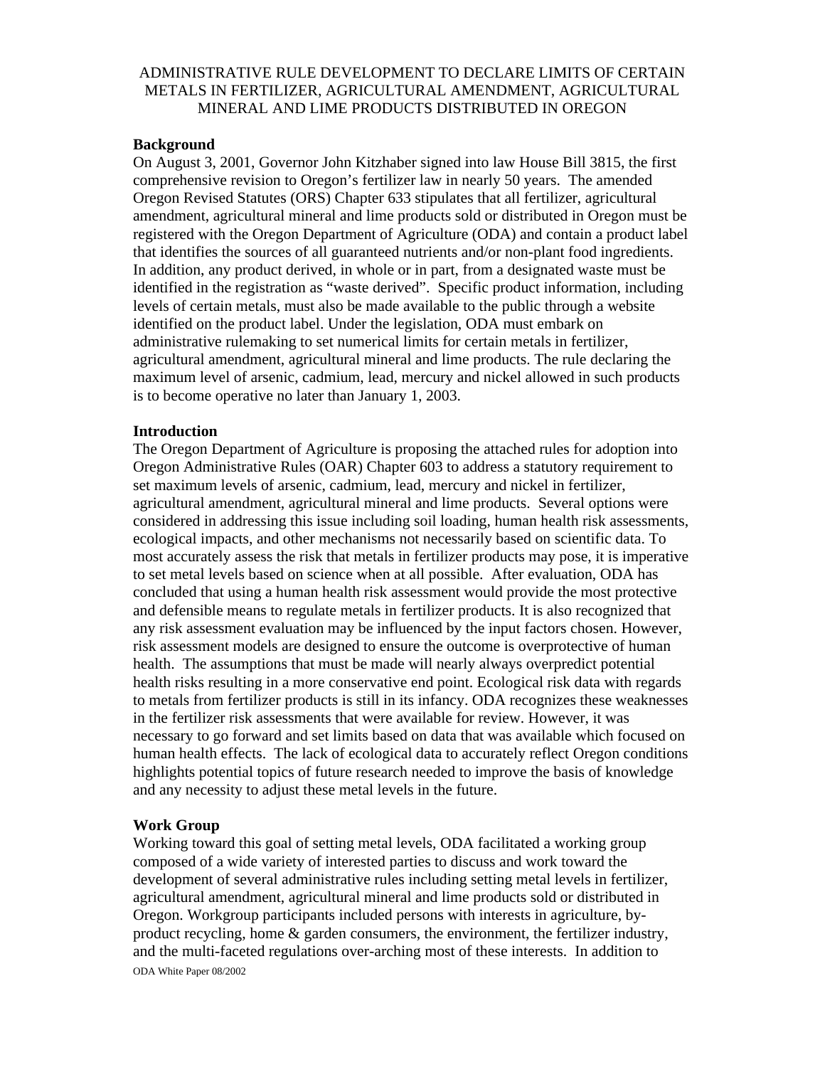# ADMINISTRATIVE RULE DEVELOPMENT TO DECLARE LIMITS OF CERTAIN METALS IN FERTILIZER, AGRICULTURAL AMENDMENT, AGRICULTURAL MINERAL AND LIME PRODUCTS DISTRIBUTED IN OREGON

## Background

On August 3, 2001, Governor John Kitzhaber signed into law House Bill 3815, the first comprehensive revision to Oregon's fertilizer law in nearly 50 years. The amended Oregon Revised Statutes (ORS) Chapter 633 stipulates that all fertilizer, agricultural amendment, agricultural mineral and lime products sold or distributed in Oregon must be registered with the Oregon Department of Agriculture (ODA) and contain a product label that identifies the sources of all guaranteed nutrients and/or non-plant food ingredients. In addition, any product derived, in whole or in part, from a designated waste must be identified in the registration as "waste derived". Specific product information, including levels of certain metals, must also be made available to the public through a website identified on the product label. Under the legislation, ODA must embark on administrative rulemaking to set numerical limits for certain metals in fertilizer, agricultural amendment, agricultural mineral and lime products. The rule declaring the maximum level of arsenic, cadmium, lead, mercury and nickel allowed in such products is to become operative no later than January 1, 2003.

## Introduction

The Oregon Department of Agriculture is proposing the attached rules for adoption into Oregon Administrative Rules (OAR) Chapter 603 to address a statutory requirement to set maximum levels of arsenic, cadmium, lead, mercury and nickel in fertilizer, agricultural amendment, agricultural mineral and lime products. Several options were considered in addressing this issue including soil loading, human health risk assessments, ecological impacts, and other mechanisms not necessarily based on scientific data. To most accurately assess the risk that metals in fertilizer products may pose, it is imperative to set metal levels based on science when at all possible. After evaluation, ODA has concluded that using a human health risk assessment would provide the most protective and defensible means to regulate metals in fertilizer products. It is also recognized that any risk assessment evaluation may be influenced by the input factors chosen. However, risk assessment models are designed to ensure the outcome is overprotective of human health. The assumptions that must be made will nearly always overpredict potential health risks resulting in a more conservative end point. Ecological risk data with regards to metals from fertilizer products is still in its infancy. ODA recognizes these weaknesses in the fertilizer risk assessments that were available for review. However, it was necessary to go forward and set limits based on data that was available which focused on human health effects. The lack of ecological data to accurately reflect Oregon conditions highlights potential topics of future research needed to improve the basis of knowledge and any necessity to adjust these metal levels in the future.

## Work Group

Working toward this goal of setting metal levels, ODA facilitated a working group composed of a wide variety of interested parties to discuss and work toward the development of several administrative rules including setting metal levels in fertilizer, agricultural amendment, agricultural mineral and lime products sold or distributed in Oregon. Workgroup participants included persons with interests in agriculture, by-product recycling, home & garden consumers, the environment, the fertilizer industry, and the multi-faceted regulations over-arching most of these interests. In addition to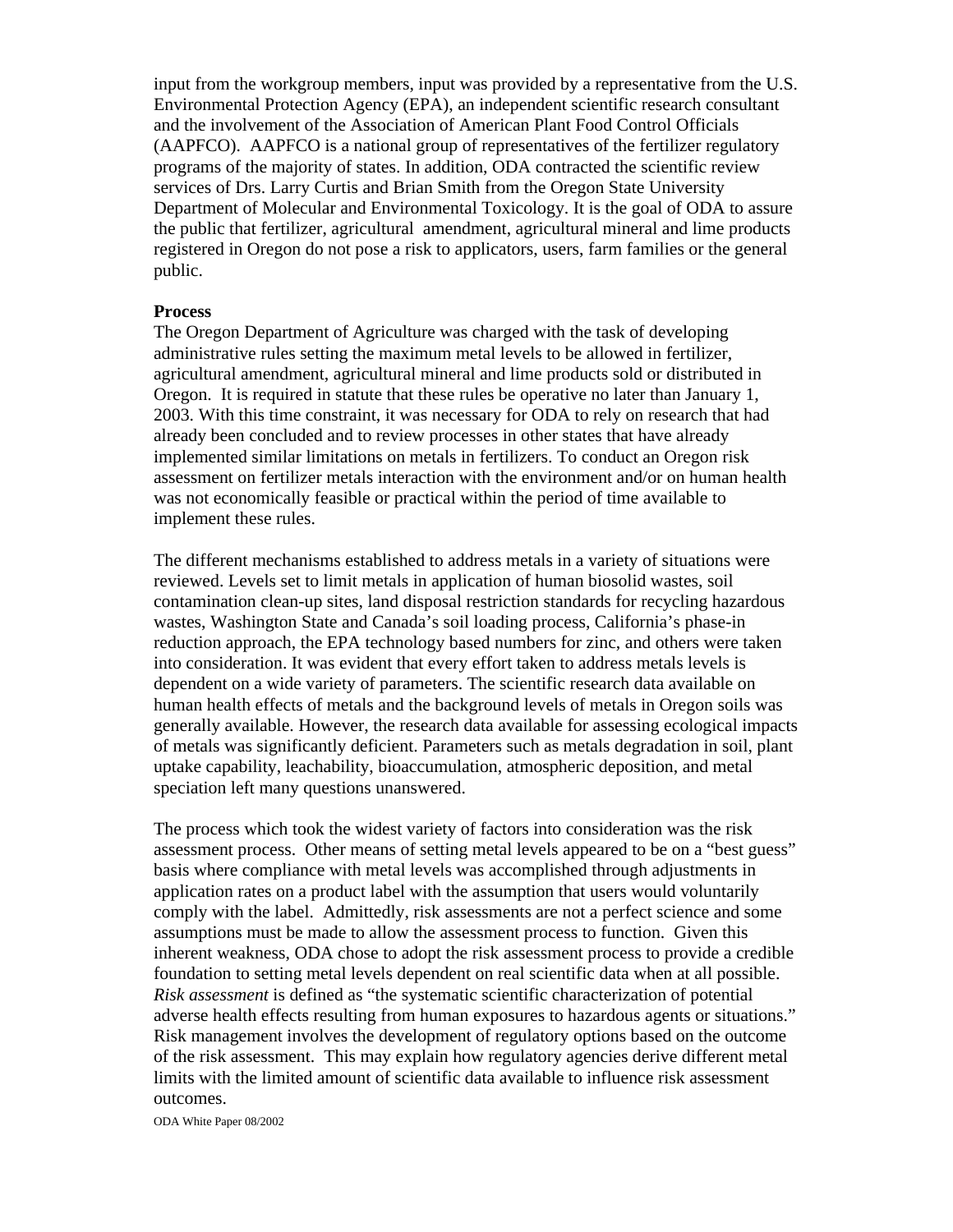input from the workgroup members, input was provided by a representative from the U.S. Environmental Protection Agency (EPA), an independent scientific research consultant and the involvement of the Association of American Plant Food Control Officials (AAPFCO). AAPFCO is a national group of representatives of the fertilizer regulatory programs of the majority of states. In addition, ODA contracted the scientific review services of Drs. Larry Curtis and Brian Smith from the Oregon State University Department of Molecular and Environmental Toxicology. It is the goal of ODA to assure the public that fertilizer, agricultural amendment, agricultural mineral and lime products registered in Oregon do not pose a risk to applicators, users, farm families or the general public.

**Process**

The Oregon Department of Agriculture was charged with the task of developing administrative rules setting the maximum metal levels to be allowed in fertilizer, agricultural amendment, agricultural mineral and lime products sold or distributed in Oregon. It is required in statute that these rules be operative no later than January 1, 2003. With this time constraint, it was necessary for ODA to rely on research that had already been concluded and to review processes in other states that have already implemented similar limitations on metals in fertilizers. To conduct an Oregon risk assessment on fertilizer metals interaction with the environment and/or on human health was not economically feasible or practical within the period of time available to implement these rules.

The different mechanisms established to address metals in a variety of situations were reviewed. Levels set to limit metals in application of human biosolid wastes, soil contamination clean-up sites, land disposal restriction standards for recycling hazardous wastes, Washington State and Canada's soil loading process, California's phase-in reduction approach, the EPA technology based numbers for zinc, and others were taken into consideration. It was evident that every effort taken to address metals levels is dependent on a wide variety of parameters. The scientific research data available on human health effects of metals and the background levels of metals in Oregon soils was generally available. However, the research data available for assessing ecological impacts of metals was significantly deficient. Parameters such as metals degradation in soil, plant uptake capability, leachability, bioaccumulation, atmospheric deposition, and metal speciation left many questions unanswered.

The process which took the widest variety of factors into consideration was the risk assessment process. Other means of setting metal levels appeared to be on a "best guess" basis where compliance with metal levels was accomplished through adjustments in application rates on a product label with the assumption that users would voluntarily comply with the label. Admittedly, risk assessments are not a perfect science and some assumptions must be made to allow the assessment process to function. Given this inherent weakness, ODA chose to adopt the risk assessment process to provide a credible foundation to setting metal levels dependent on real scientific data when at all possible. *Risk assessment* is defined as "the systematic scientific characterization of potential adverse health effects resulting from human exposures to hazardous agents or situations." Risk management involves the development of regulatory options based on the outcome of the risk assessment. This may explain how regulatory agencies derive different metal limits with the limited amount of scientific data available to influence risk assessment outcomes.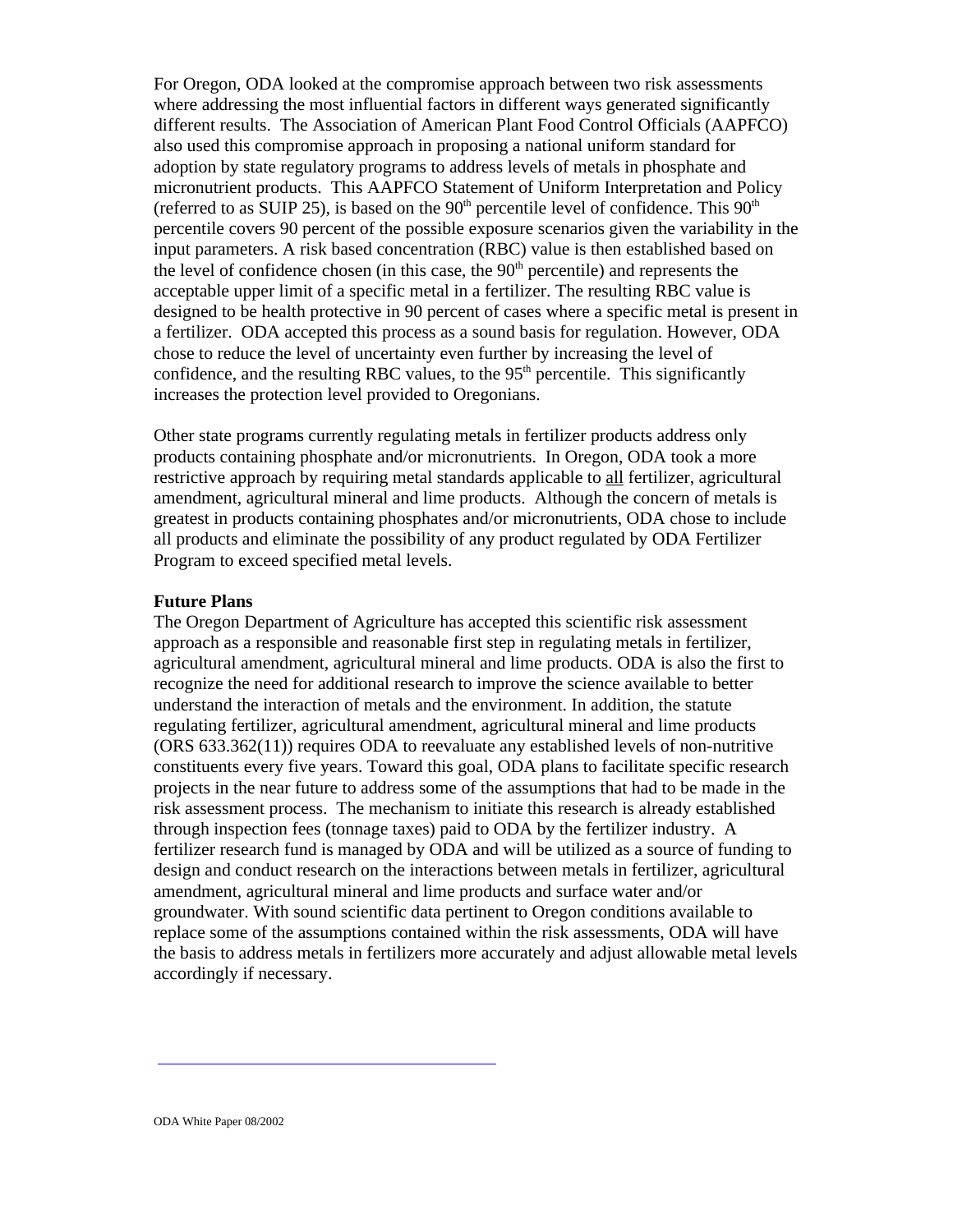For Oregon, ODA looked at the compromise approach between two risk assessments where addressing the most influential factors in different ways generated significantly different results. The Association of American Plant Food Control Officials (AAPFCO) also used this compromise approach in proposing a national uniform standard for adoption by state regulatory programs to address levels of metals in phosphate and micronutrient products. This AAPFCO Statement of Uniform Interpretation and Policy (referred to as SUIP 25), is based on the 90$^{th}$ percentile level of confidence. This 90$^{th}$ percentile covers 90 percent of the possible exposure scenarios given the variability in the input parameters. A risk based concentration (RBC) value is then established based on the level of confidence chosen (in this case, the 90$^{th}$ percentile) and represents the acceptable upper limit of a specific metal in a fertilizer. The resulting RBC value is designed to be health protective in 90 percent of cases where a specific metal is present in a fertilizer. ODA accepted this process as a sound basis for regulation. However, ODA chose to reduce the level of uncertainty even further by increasing the level of confidence, and the resulting RBC values, to the 95$^{th}$ percentile. This significantly increases the protection level provided to Oregonians.

Other state programs currently regulating metals in fertilizer products address only products containing phosphate and/or micronutrients. In Oregon, ODA took a more restrictive approach by requiring metal standards applicable to <u>all</u> fertilizer, agricultural amendment, agricultural mineral and lime products. Although the concern of metals is greatest in products containing phosphates and/or micronutrients, ODA chose to include all products and eliminate the possibility of any product regulated by ODA Fertilizer Program to exceed specified metal levels.

**Future Plans**

The Oregon Department of Agriculture has accepted this scientific risk assessment approach as a responsible and reasonable first step in regulating metals in fertilizer, agricultural amendment, agricultural mineral and lime products. ODA is also the first to recognize the need for additional research to improve the science available to better understand the interaction of metals and the environment. In addition, the statute regulating fertilizer, agricultural amendment, agricultural mineral and lime products (ORS 633.362(11)) requires ODA to reevaluate any established levels of non-nutritive constituents every five years. Toward this goal, ODA plans to facilitate specific research projects in the near future to address some of the assumptions that had to be made in the risk assessment process. The mechanism to initiate this research is already established through inspection fees (tonnage taxes) paid to ODA by the fertilizer industry. A fertilizer research fund is managed by ODA and will be utilized as a source of funding to design and conduct research on the interactions between metals in fertilizer, agricultural amendment, agricultural mineral and lime products and surface water and/or groundwater. With sound scientific data pertinent to Oregon conditions available to replace some of the assumptions contained within the risk assessments, ODA will have the basis to address metals in fertilizers more accurately and adjust allowable metal levels accordingly if necessary.